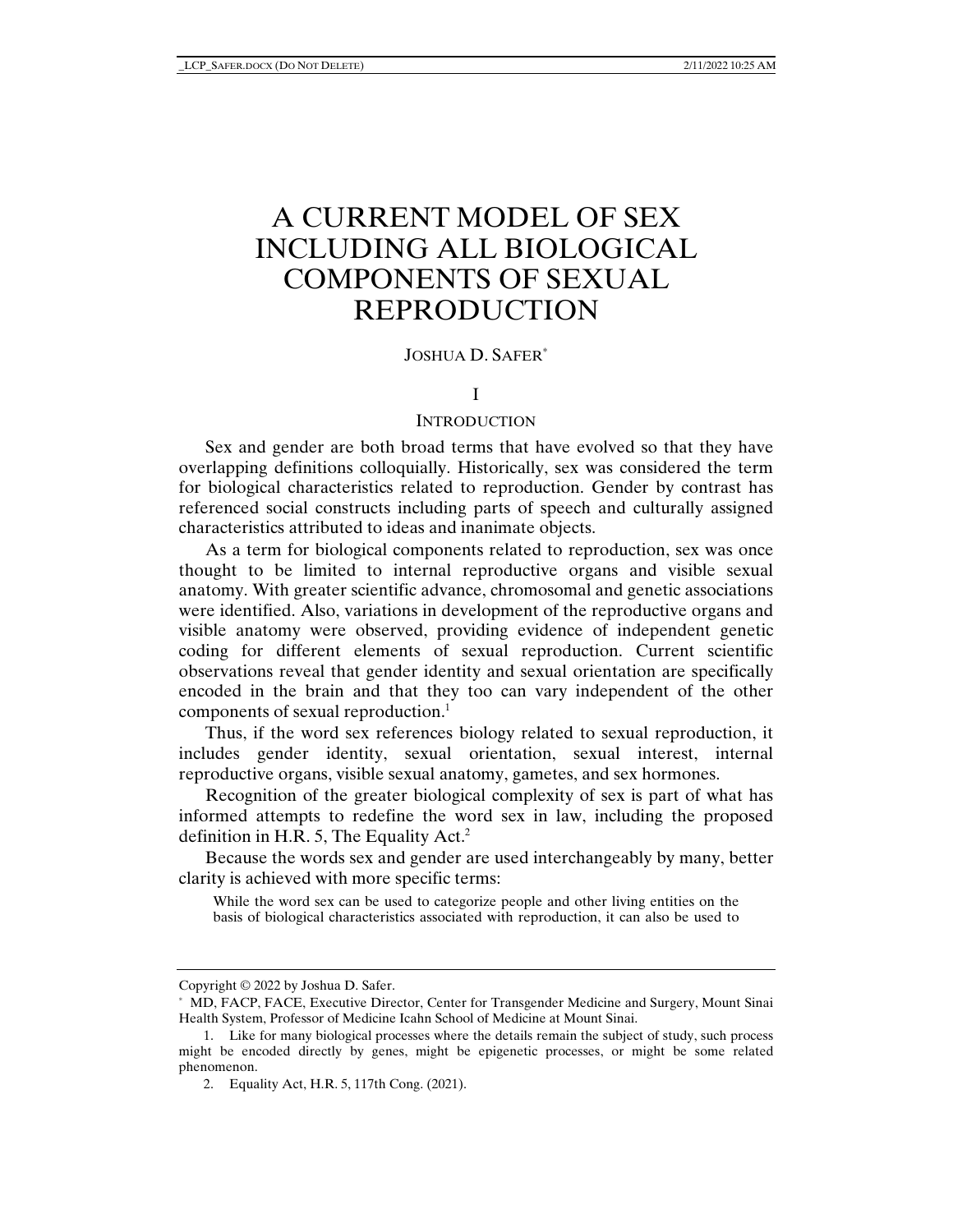# A CURRENT MODEL OF SEX INCLUDING ALL BIOLOGICAL COMPONENTS OF SEXUAL REPRODUCTION

JOSHUA D. SAFER[*]

## I

## INTRODUCTION

Sex and gender are both broad terms that have evolved so that they have overlapping definitions colloquially. Historically, sex was considered the term for biological characteristics related to reproduction. Gender by contrast has referenced social constructs including parts of speech and culturally assigned characteristics attributed to ideas and inanimate objects.

As a term for biological components related to reproduction, sex was once thought to be limited to internal reproductive organs and visible sexual anatomy. With greater scientific advance, chromosomal and genetic associations were identified. Also, variations in development of the reproductive organs and visible anatomy were observed, providing evidence of independent genetic coding for different elements of sexual reproduction. Current scientific observations reveal that gender identity and sexual orientation are specifically encoded in the brain and that they too can vary independent of the other components of sexual reproduction.[1]

Thus, if the word sex references biology related to sexual reproduction, it includes gender identity, sexual orientation, sexual interest, internal reproductive organs, visible sexual anatomy, gametes, and sex hormones.

Recognition of the greater biological complexity of sex is part of what has informed attempts to redefine the word sex in law, including the proposed definition in H.R. 5, The Equality Act.[2]

Because the words sex and gender are used interchangeably by many, better clarity is achieved with more specific terms:

> While the word sex can be used to categorize people and other living entities on the basis of biological characteristics associated with reproduction, it can also be used to

---

Copyright © 2022 by Joshua D. Safer.

[*] MD, FACP, FACE, Executive Director, Center for Transgender Medicine and Surgery, Mount Sinai Health System, Professor of Medicine Icahn School of Medicine at Mount Sinai.

1. Like for many biological processes where the details remain the subject of study, such process might be encoded directly by genes, might be epigenetic processes, or might be some related phenomenon.

2. Equality Act, H.R. 5, 117th Cong. (2021).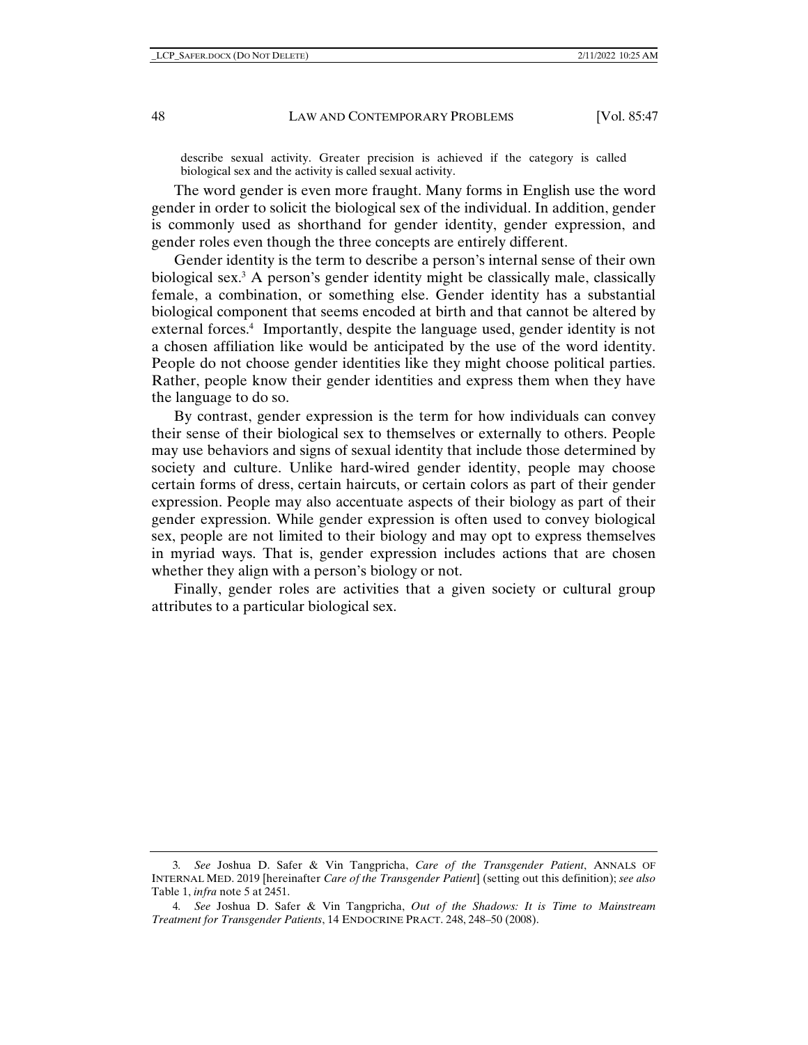describe sexual activity. Greater precision is achieved if the category is called biological sex and the activity is called sexual activity.

The word gender is even more fraught. Many forms in English use the word gender in order to solicit the biological sex of the individual. In addition, gender is commonly used as shorthand for gender identity, gender expression, and gender roles even though the three concepts are entirely different.

Gender identity is the term to describe a person's internal sense of their own biological sex.[3] A person's gender identity might be classically male, classically female, a combination, or something else. Gender identity has a substantial biological component that seems encoded at birth and that cannot be altered by external forces.[4] Importantly, despite the language used, gender identity is not a chosen affiliation like would be anticipated by the use of the word identity. People do not choose gender identities like they might choose political parties. Rather, people know their gender identities and express them when they have the language to do so.

By contrast, gender expression is the term for how individuals can convey their sense of their biological sex to themselves or externally to others. People may use behaviors and signs of sexual identity that include those determined by society and culture. Unlike hard-wired gender identity, people may choose certain forms of dress, certain haircuts, or certain colors as part of their gender expression. People may also accentuate aspects of their biology as part of their gender expression. While gender expression is often used to convey biological sex, people are not limited to their biology and may opt to express themselves in myriad ways. That is, gender expression includes actions that are chosen whether they align with a person's biology or not.

Finally, gender roles are activities that a given society or cultural group attributes to a particular biological sex.

---

3. *See* Joshua D. Safer & Vin Tangpricha, *Care of the Transgender Patient*, ANNALS OF INTERNAL MED. 2019 [hereinafter *Care of the Transgender Patient*] (setting out this definition); *see also* Table 1, *infra* note 5 at 2451.

4. *See* Joshua D. Safer & Vin Tangpricha, *Out of the Shadows: It is Time to Mainstream Treatment for Transgender Patients*, 14 ENDOCRINE PRACT. 248, 248–50 (2008).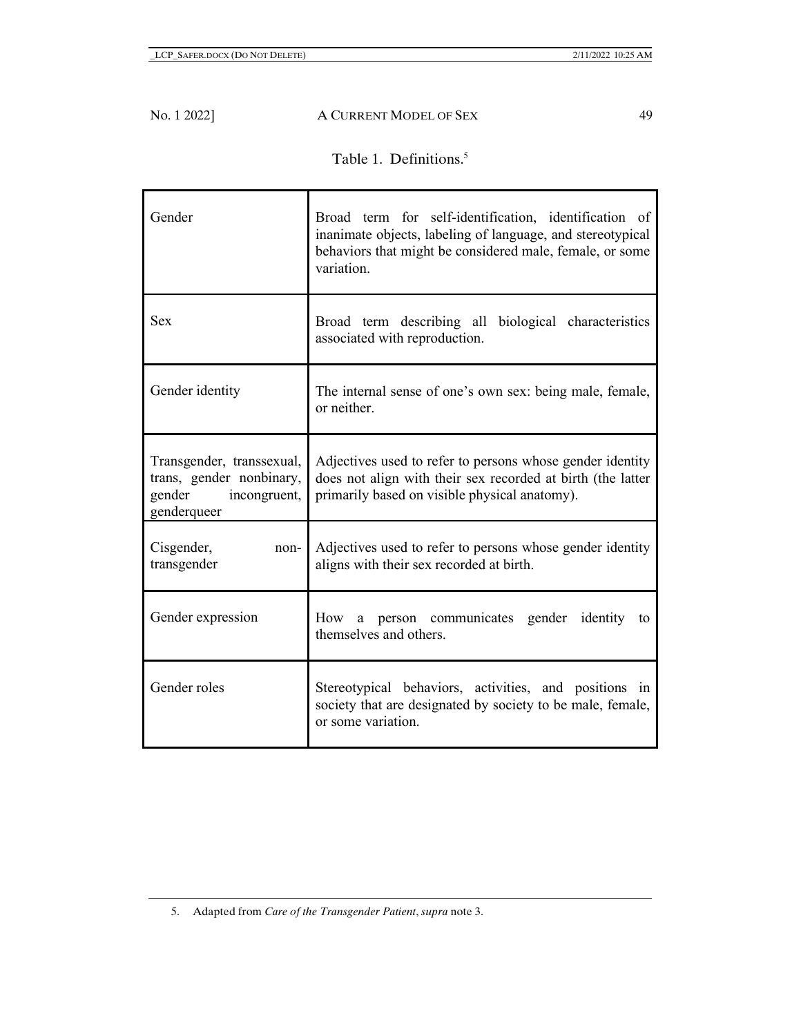Table 1. Definitions.[5]

| Term | Definition |
| --- | --- |
| Gender | Broad term for self-identification, identification of inanimate objects, labeling of language, and stereotypical behaviors that might be considered male, female, or some variation. |
| Sex | Broad term describing all biological characteristics associated with reproduction. |
| Gender identity | The internal sense of one's own sex: being male, female, or neither. |
| Transgender, transsexual, trans, gender nonbinary, gender incongruent, genderqueer | Adjectives used to refer to persons whose gender identity does not align with their sex recorded at birth (the latter primarily based on visible physical anatomy). |
| Cisgender, non-transgender | Adjectives used to refer to persons whose gender identity aligns with their sex recorded at birth. |
| Gender expression | How a person communicates gender identity to themselves and others. |
| Gender roles | Stereotypical behaviors, activities, and positions in society that are designated by society to be male, female, or some variation. |

5. Adapted from *Care of the Transgender Patient*, *supra* note 3.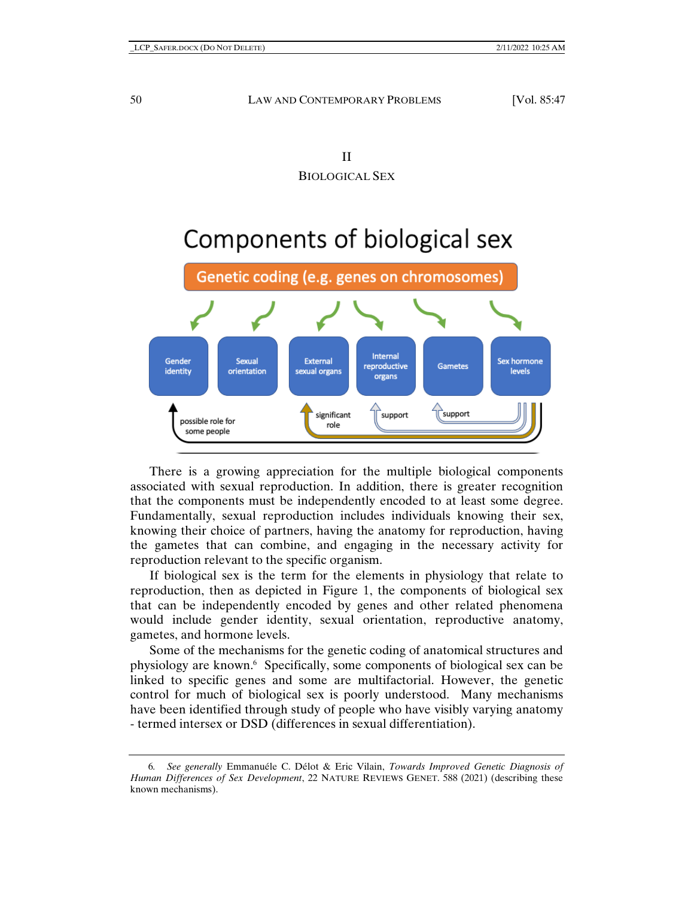## II

## BIOLOGICAL SEX

**Components of biological sex**

Genetic coding (e.g. genes on chromosomes)

Gender identity | Sexual orientation | External sexual organs | Internal reproductive organs | Gametes | Sex hormone levels

possible role for some people | significant role | support | support

There is a growing appreciation for the multiple biological components associated with sexual reproduction. In addition, there is greater recognition that the components must be independently encoded to at least some degree. Fundamentally, sexual reproduction includes individuals knowing their sex, knowing their choice of partners, having the anatomy for reproduction, having the gametes that can combine, and engaging in the necessary activity for reproduction relevant to the specific organism.

If biological sex is the term for the elements in physiology that relate to reproduction, then as depicted in Figure 1, the components of biological sex that can be independently encoded by genes and other related phenomena would include gender identity, sexual orientation, reproductive anatomy, gametes, and hormone levels.

Some of the mechanisms for the genetic coding of anatomical structures and physiology are known.[6] Specifically, some components of biological sex can be linked to specific genes and some are multifactorial. However, the genetic control for much of biological sex is poorly understood. Many mechanisms have been identified through study of people who have visibly varying anatomy - termed intersex or DSD (differences in sexual differentiation).

---

6. *See generally* Emmanuéle C. Délot & Eric Vilain, *Towards Improved Genetic Diagnosis of Human Differences of Sex Development*, 22 NATURE REVIEWS GENET. 588 (2021) (describing these known mechanisms).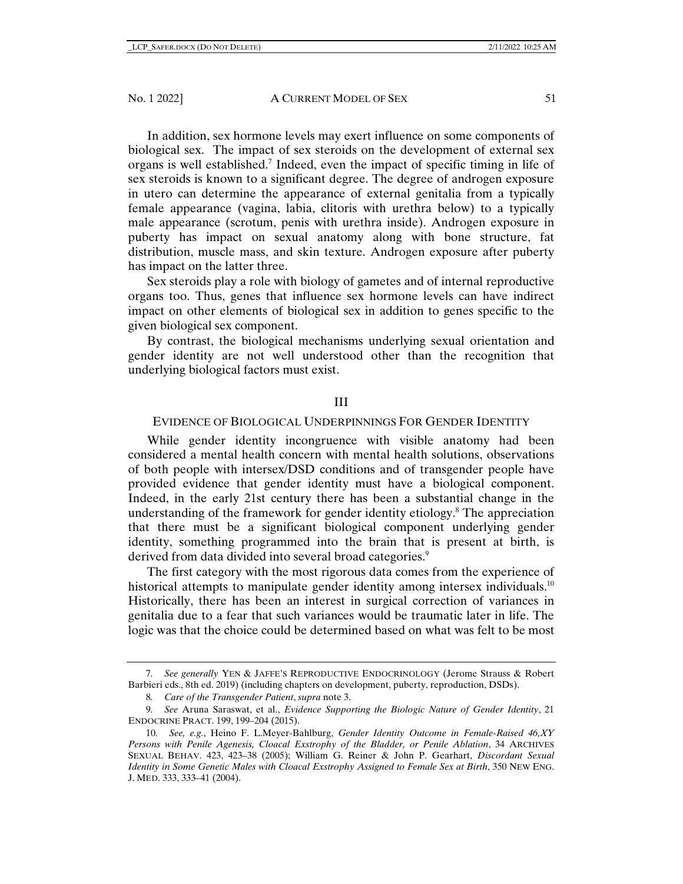In addition, sex hormone levels may exert influence on some components of biological sex. The impact of sex steroids on the development of external sex organs is well established.[7] Indeed, even the impact of specific timing in life of sex steroids is known to a significant degree. The degree of androgen exposure in utero can determine the appearance of external genitalia from a typically female appearance (vagina, labia, clitoris with urethra below) to a typically male appearance (scrotum, penis with urethra inside). Androgen exposure in puberty has impact on sexual anatomy along with bone structure, fat distribution, muscle mass, and skin texture. Androgen exposure after puberty has impact on the latter three.

Sex steroids play a role with biology of gametes and of internal reproductive organs too. Thus, genes that influence sex hormone levels can have indirect impact on other elements of biological sex in addition to genes specific to the given biological sex component.

By contrast, the biological mechanisms underlying sexual orientation and gender identity are not well understood other than the recognition that underlying biological factors must exist.

## III

## EVIDENCE OF BIOLOGICAL UNDERPINNINGS FOR GENDER IDENTITY

While gender identity incongruence with visible anatomy had been considered a mental health concern with mental health solutions, observations of both people with intersex/DSD conditions and of transgender people have provided evidence that gender identity must have a biological component. Indeed, in the early 21st century there has been a substantial change in the understanding of the framework for gender identity etiology.[8] The appreciation that there must be a significant biological component underlying gender identity, something programmed into the brain that is present at birth, is derived from data divided into several broad categories.[9]

The first category with the most rigorous data comes from the experience of historical attempts to manipulate gender identity among intersex individuals.[10] Historically, there has been an interest in surgical correction of variances in genitalia due to a fear that such variances would be traumatic later in life. The logic was that the choice could be determined based on what was felt to be most

---

7. *See generally* YEN & JAFFE'S REPRODUCTIVE ENDOCRINOLOGY (Jerome Strauss & Robert Barbieri eds., 8th ed. 2019) (including chapters on development, puberty, reproduction, DSDs).

8. *Care of the Transgender Patient*, *supra* note 3.

9. *See* Aruna Saraswat, et al., *Evidence Supporting the Biologic Nature of Gender Identity*, 21 ENDOCRINE PRACT. 199, 199–204 (2015).

10. *See, e.g.*, Heino F. L.Meyer-Bahlburg, *Gender Identity Outcome in Female-Raised 46,XY Persons with Penile Agenesis, Cloacal Exstrophy of the Bladder, or Penile Ablation*, 34 ARCHIVES SEXUAL BEHAV. 423, 423–38 (2005); William G. Reiner & John P. Gearhart, *Discordant Sexual Identity in Some Genetic Males with Cloacal Exstrophy Assigned to Female Sex at Birth*, 350 NEW ENG. J. MED. 333, 333–41 (2004).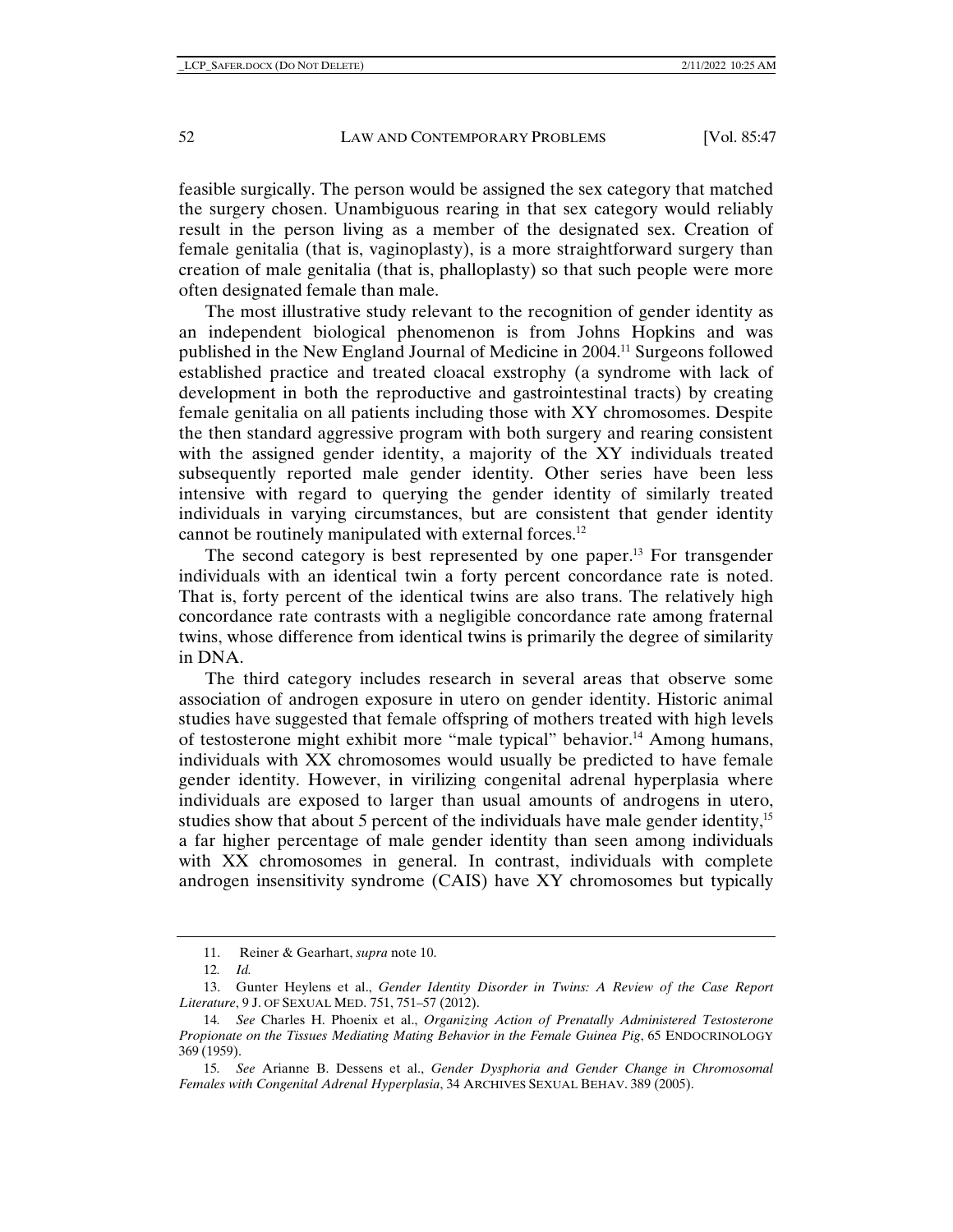feasible surgically. The person would be assigned the sex category that matched the surgery chosen. Unambiguous rearing in that sex category would reliably result in the person living as a member of the designated sex. Creation of female genitalia (that is, vaginoplasty), is a more straightforward surgery than creation of male genitalia (that is, phalloplasty) so that such people were more often designated female than male.

The most illustrative study relevant to the recognition of gender identity as an independent biological phenomenon is from Johns Hopkins and was published in the New England Journal of Medicine in 2004.[11] Surgeons followed established practice and treated cloacal exstrophy (a syndrome with lack of development in both the reproductive and gastrointestinal tracts) by creating female genitalia on all patients including those with XY chromosomes. Despite the then standard aggressive program with both surgery and rearing consistent with the assigned gender identity, a majority of the XY individuals treated subsequently reported male gender identity. Other series have been less intensive with regard to querying the gender identity of similarly treated individuals in varying circumstances, but are consistent that gender identity cannot be routinely manipulated with external forces.[12]

The second category is best represented by one paper.[13] For transgender individuals with an identical twin a forty percent concordance rate is noted. That is, forty percent of the identical twins are also trans. The relatively high concordance rate contrasts with a negligible concordance rate among fraternal twins, whose difference from identical twins is primarily the degree of similarity in DNA.

The third category includes research in several areas that observe some association of androgen exposure in utero on gender identity. Historic animal studies have suggested that female offspring of mothers treated with high levels of testosterone might exhibit more "male typical" behavior.[14] Among humans, individuals with XX chromosomes would usually be predicted to have female gender identity. However, in virilizing congenital adrenal hyperplasia where individuals are exposed to larger than usual amounts of androgens in utero, studies show that about 5 percent of the individuals have male gender identity,[15] a far higher percentage of male gender identity than seen among individuals with XX chromosomes in general. In contrast, individuals with complete androgen insensitivity syndrome (CAIS) have XY chromosomes but typically

---

11. Reiner & Gearhart, *supra* note 10.

12. *Id.*

13. Gunter Heylens et al., *Gender Identity Disorder in Twins: A Review of the Case Report Literature*, 9 J. OF SEXUAL MED. 751, 751–57 (2012).

14. *See* Charles H. Phoenix et al., *Organizing Action of Prenatally Administered Testosterone Propionate on the Tissues Mediating Mating Behavior in the Female Guinea Pig*, 65 ENDOCRINOLOGY 369 (1959).

15. *See* Arianne B. Dessens et al., *Gender Dysphoria and Gender Change in Chromosomal Females with Congenital Adrenal Hyperplasia*, 34 ARCHIVES SEXUAL BEHAV. 389 (2005).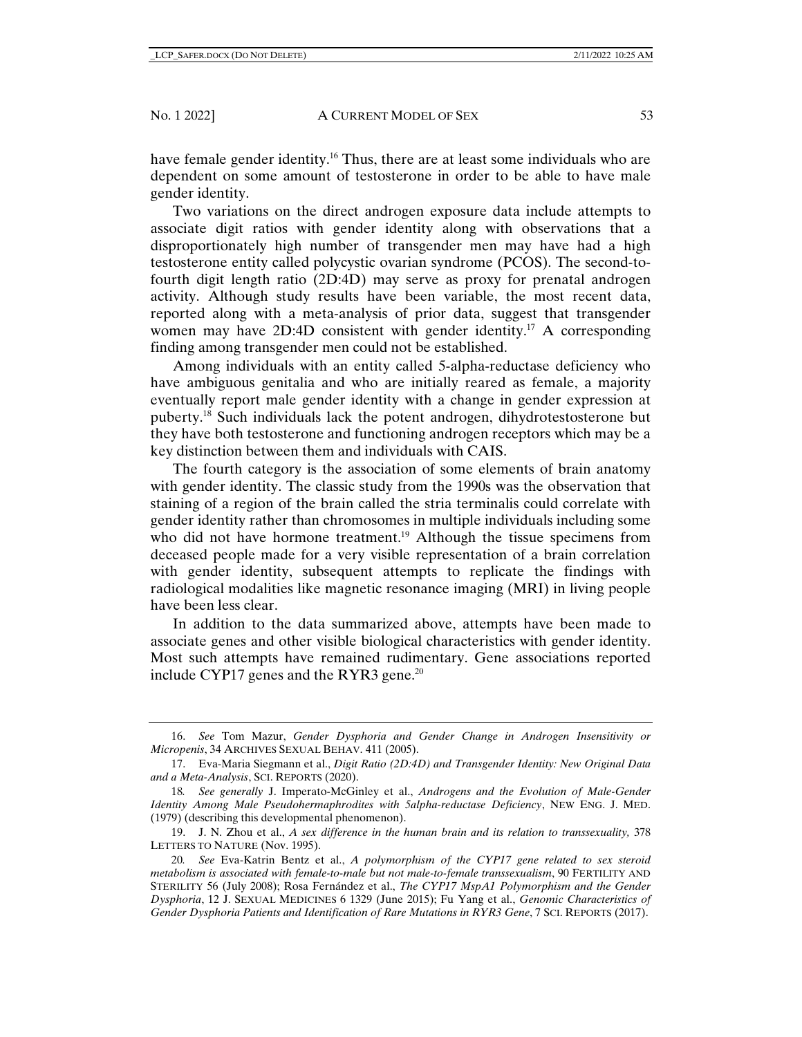have female gender identity.[16] Thus, there are at least some individuals who are dependent on some amount of testosterone in order to be able to have male gender identity.

Two variations on the direct androgen exposure data include attempts to associate digit ratios with gender identity along with observations that a disproportionately high number of transgender men may have had a high testosterone entity called polycystic ovarian syndrome (PCOS). The second-to-fourth digit length ratio (2D:4D) may serve as proxy for prenatal androgen activity. Although study results have been variable, the most recent data, reported along with a meta-analysis of prior data, suggest that transgender women may have 2D:4D consistent with gender identity.[17] A corresponding finding among transgender men could not be established.

Among individuals with an entity called 5-alpha-reductase deficiency who have ambiguous genitalia and who are initially reared as female, a majority eventually report male gender identity with a change in gender expression at puberty.[18] Such individuals lack the potent androgen, dihydrotestosterone but they have both testosterone and functioning androgen receptors which may be a key distinction between them and individuals with CAIS.

The fourth category is the association of some elements of brain anatomy with gender identity. The classic study from the 1990s was the observation that staining of a region of the brain called the stria terminalis could correlate with gender identity rather than chromosomes in multiple individuals including some who did not have hormone treatment.[19] Although the tissue specimens from deceased people made for a very visible representation of a brain correlation with gender identity, subsequent attempts to replicate the findings with radiological modalities like magnetic resonance imaging (MRI) in living people have been less clear.

In addition to the data summarized above, attempts have been made to associate genes and other visible biological characteristics with gender identity. Most such attempts have remained rudimentary. Gene associations reported include CYP17 genes and the RYR3 gene.[20]

---

16. *See* Tom Mazur, *Gender Dysphoria and Gender Change in Androgen Insensitivity or Micropenis*, 34 ARCHIVES SEXUAL BEHAV. 411 (2005).

17. Eva-Maria Siegmann et al., *Digit Ratio (2D:4D) and Transgender Identity: New Original Data and a Meta-Analysis*, SCI. REPORTS (2020).

18. *See generally* J. Imperato-McGinley et al., *Androgens and the Evolution of Male-Gender Identity Among Male Pseudohermaphrodites with 5alpha-reductase Deficiency*, NEW ENG. J. MED. (1979) (describing this developmental phenomenon).

19. J. N. Zhou et al., *A sex difference in the human brain and its relation to transsexuality,* 378 LETTERS TO NATURE (Nov. 1995).

20. *See* Eva-Katrin Bentz et al., *A polymorphism of the CYP17 gene related to sex steroid metabolism is associated with female-to-male but not male-to-female transsexualism*, 90 FERTILITY AND STERILITY 56 (July 2008); Rosa Fernández et al., *The CYP17 MspA1 Polymorphism and the Gender Dysphoria*, 12 J. SEXUAL MEDICINES 6 1329 (June 2015); Fu Yang et al., *Genomic Characteristics of Gender Dysphoria Patients and Identification of Rare Mutations in RYR3 Gene*, 7 SCI. REPORTS (2017).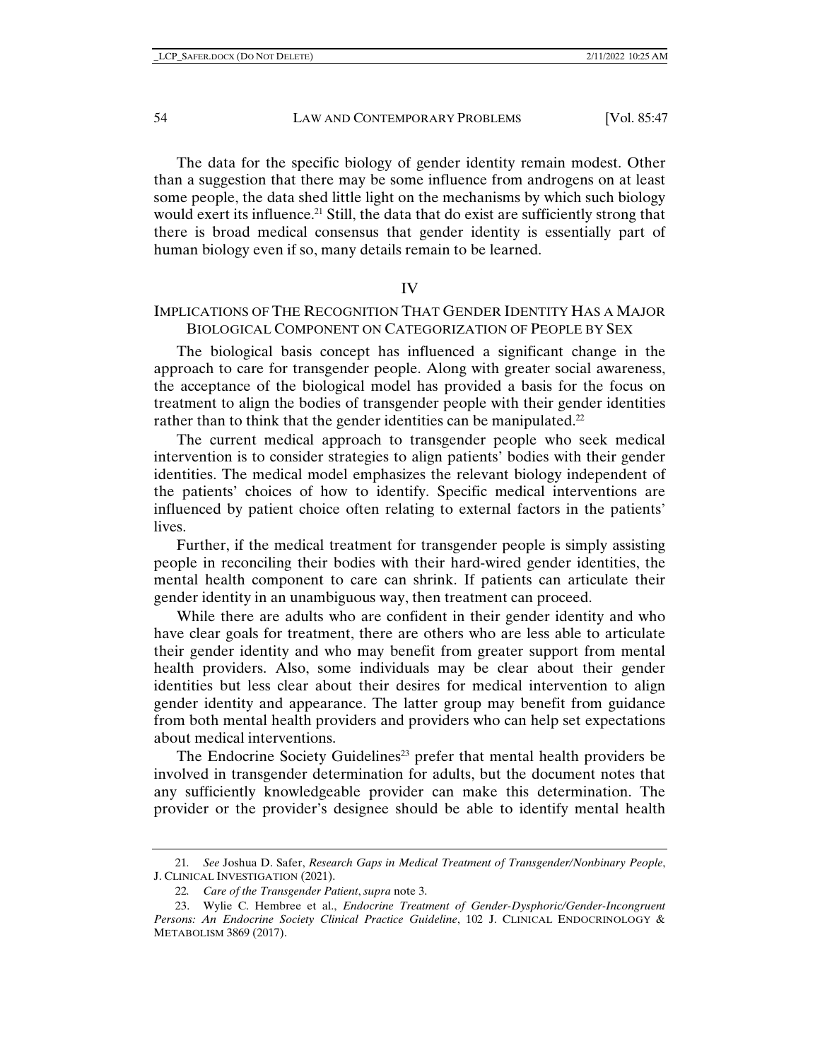The data for the specific biology of gender identity remain modest. Other than a suggestion that there may be some influence from androgens on at least some people, the data shed little light on the mechanisms by which such biology would exert its influence.[21] Still, the data that do exist are sufficiently strong that there is broad medical consensus that gender identity is essentially part of human biology even if so, many details remain to be learned.

## IV

## IMPLICATIONS OF THE RECOGNITION THAT GENDER IDENTITY HAS A MAJOR BIOLOGICAL COMPONENT ON CATEGORIZATION OF PEOPLE BY SEX

The biological basis concept has influenced a significant change in the approach to care for transgender people. Along with greater social awareness, the acceptance of the biological model has provided a basis for the focus on treatment to align the bodies of transgender people with their gender identities rather than to think that the gender identities can be manipulated.[22]

The current medical approach to transgender people who seek medical intervention is to consider strategies to align patients' bodies with their gender identities. The medical model emphasizes the relevant biology independent of the patients' choices of how to identify. Specific medical interventions are influenced by patient choice often relating to external factors in the patients' lives.

Further, if the medical treatment for transgender people is simply assisting people in reconciling their bodies with their hard-wired gender identities, the mental health component to care can shrink. If patients can articulate their gender identity in an unambiguous way, then treatment can proceed.

While there are adults who are confident in their gender identity and who have clear goals for treatment, there are others who are less able to articulate their gender identity and who may benefit from greater support from mental health providers. Also, some individuals may be clear about their gender identities but less clear about their desires for medical intervention to align gender identity and appearance. The latter group may benefit from guidance from both mental health providers and providers who can help set expectations about medical interventions.

The Endocrine Society Guidelines[23] prefer that mental health providers be involved in transgender determination for adults, but the document notes that any sufficiently knowledgeable provider can make this determination. The provider or the provider's designee should be able to identify mental health

---

21. *See* Joshua D. Safer, *Research Gaps in Medical Treatment of Transgender/Nonbinary People*, J. CLINICAL INVESTIGATION (2021).

22. *Care of the Transgender Patient*, *supra* note 3.

23. Wylie C. Hembree et al., *Endocrine Treatment of Gender-Dysphoric/Gender-Incongruent Persons: An Endocrine Society Clinical Practice Guideline*, 102 J. CLINICAL ENDOCRINOLOGY & METABOLISM 3869 (2017).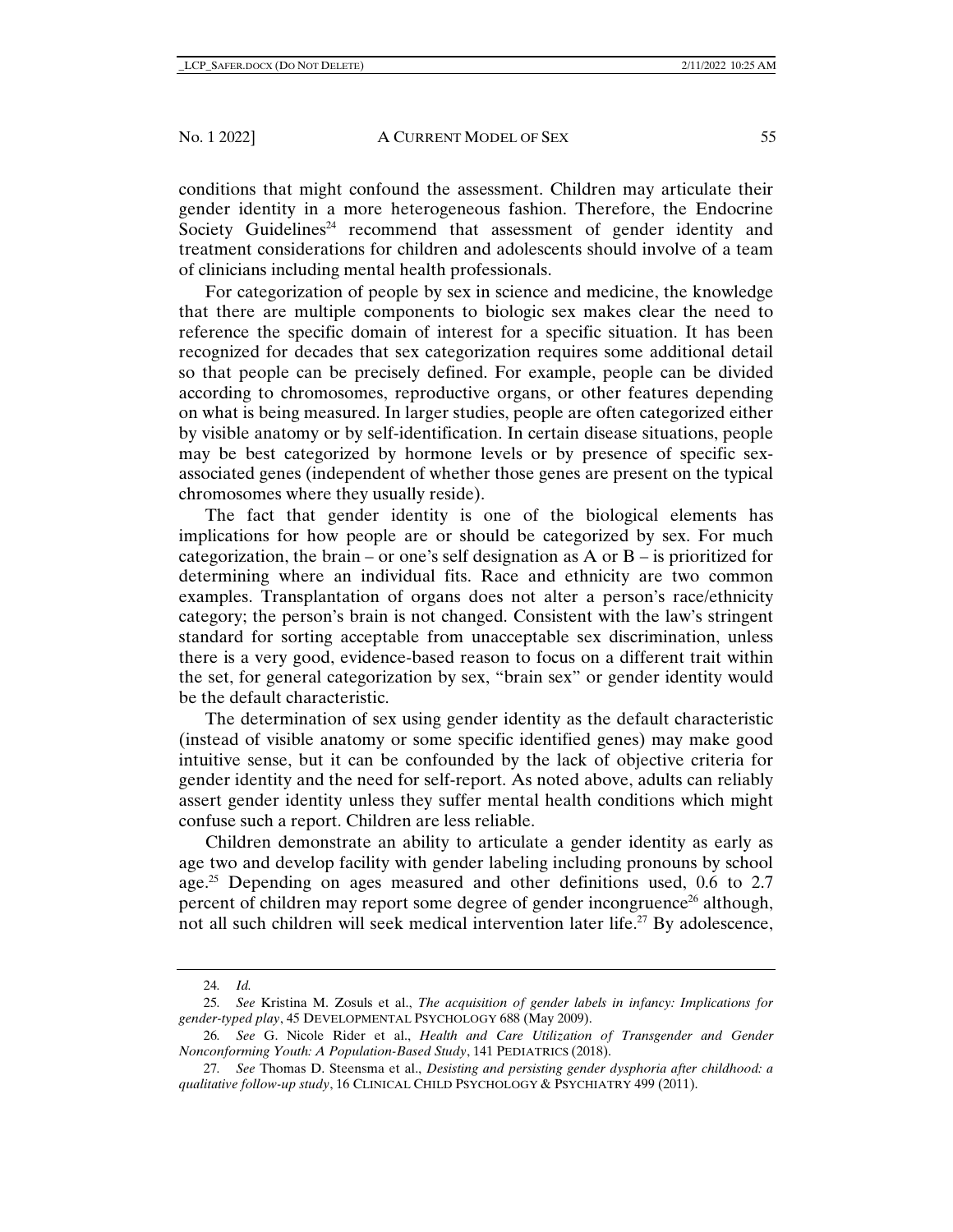conditions that might confound the assessment. Children may articulate their gender identity in a more heterogeneous fashion. Therefore, the Endocrine Society Guidelines[24] recommend that assessment of gender identity and treatment considerations for children and adolescents should involve of a team of clinicians including mental health professionals.

For categorization of people by sex in science and medicine, the knowledge that there are multiple components to biologic sex makes clear the need to reference the specific domain of interest for a specific situation. It has been recognized for decades that sex categorization requires some additional detail so that people can be precisely defined. For example, people can be divided according to chromosomes, reproductive organs, or other features depending on what is being measured. In larger studies, people are often categorized either by visible anatomy or by self-identification. In certain disease situations, people may be best categorized by hormone levels or by presence of specific sex-associated genes (independent of whether those genes are present on the typical chromosomes where they usually reside).

The fact that gender identity is one of the biological elements has implications for how people are or should be categorized by sex. For much categorization, the brain – or one's self designation as A or B – is prioritized for determining where an individual fits. Race and ethnicity are two common examples. Transplantation of organs does not alter a person's race/ethnicity category; the person's brain is not changed. Consistent with the law's stringent standard for sorting acceptable from unacceptable sex discrimination, unless there is a very good, evidence-based reason to focus on a different trait within the set, for general categorization by sex, "brain sex" or gender identity would be the default characteristic.

The determination of sex using gender identity as the default characteristic (instead of visible anatomy or some specific identified genes) may make good intuitive sense, but it can be confounded by the lack of objective criteria for gender identity and the need for self-report. As noted above, adults can reliably assert gender identity unless they suffer mental health conditions which might confuse such a report. Children are less reliable.

Children demonstrate an ability to articulate a gender identity as early as age two and develop facility with gender labeling including pronouns by school age.[25] Depending on ages measured and other definitions used, 0.6 to 2.7 percent of children may report some degree of gender incongruence[26] although, not all such children will seek medical intervention later life.[27] By adolescence,

---

24. *Id.*

25. *See* Kristina M. Zosuls et al., *The acquisition of gender labels in infancy: Implications for gender-typed play*, 45 DEVELOPMENTAL PSYCHOLOGY 688 (May 2009).

26. *See* G. Nicole Rider et al., *Health and Care Utilization of Transgender and Gender Nonconforming Youth: A Population-Based Study*, 141 PEDIATRICS (2018).

27. *See* Thomas D. Steensma et al., *Desisting and persisting gender dysphoria after childhood: a qualitative follow-up study*, 16 CLINICAL CHILD PSYCHOLOGY & PSYCHIATRY 499 (2011).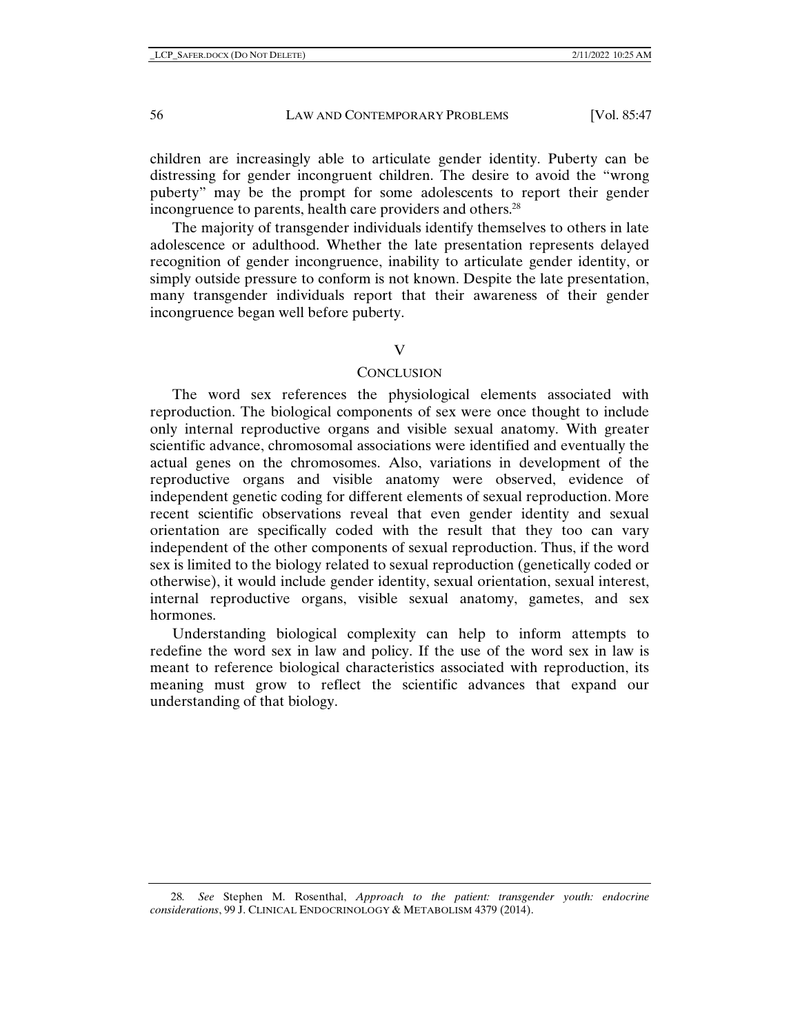children are increasingly able to articulate gender identity. Puberty can be distressing for gender incongruent children. The desire to avoid the "wrong puberty" may be the prompt for some adolescents to report their gender incongruence to parents, health care providers and others.[28]

The majority of transgender individuals identify themselves to others in late adolescence or adulthood. Whether the late presentation represents delayed recognition of gender incongruence, inability to articulate gender identity, or simply outside pressure to conform is not known. Despite the late presentation, many transgender individuals report that their awareness of their gender incongruence began well before puberty.

## V

## CONCLUSION

The word sex references the physiological elements associated with reproduction. The biological components of sex were once thought to include only internal reproductive organs and visible sexual anatomy. With greater scientific advance, chromosomal associations were identified and eventually the actual genes on the chromosomes. Also, variations in development of the reproductive organs and visible anatomy were observed, evidence of independent genetic coding for different elements of sexual reproduction. More recent scientific observations reveal that even gender identity and sexual orientation are specifically coded with the result that they too can vary independent of the other components of sexual reproduction. Thus, if the word sex is limited to the biology related to sexual reproduction (genetically coded or otherwise), it would include gender identity, sexual orientation, sexual interest, internal reproductive organs, visible sexual anatomy, gametes, and sex hormones.

Understanding biological complexity can help to inform attempts to redefine the word sex in law and policy. If the use of the word sex in law is meant to reference biological characteristics associated with reproduction, its meaning must grow to reflect the scientific advances that expand our understanding of that biology.

---

28. *See* Stephen M. Rosenthal, *Approach to the patient: transgender youth: endocrine considerations*, 99 J. CLINICAL ENDOCRINOLOGY & METABOLISM 4379 (2014).